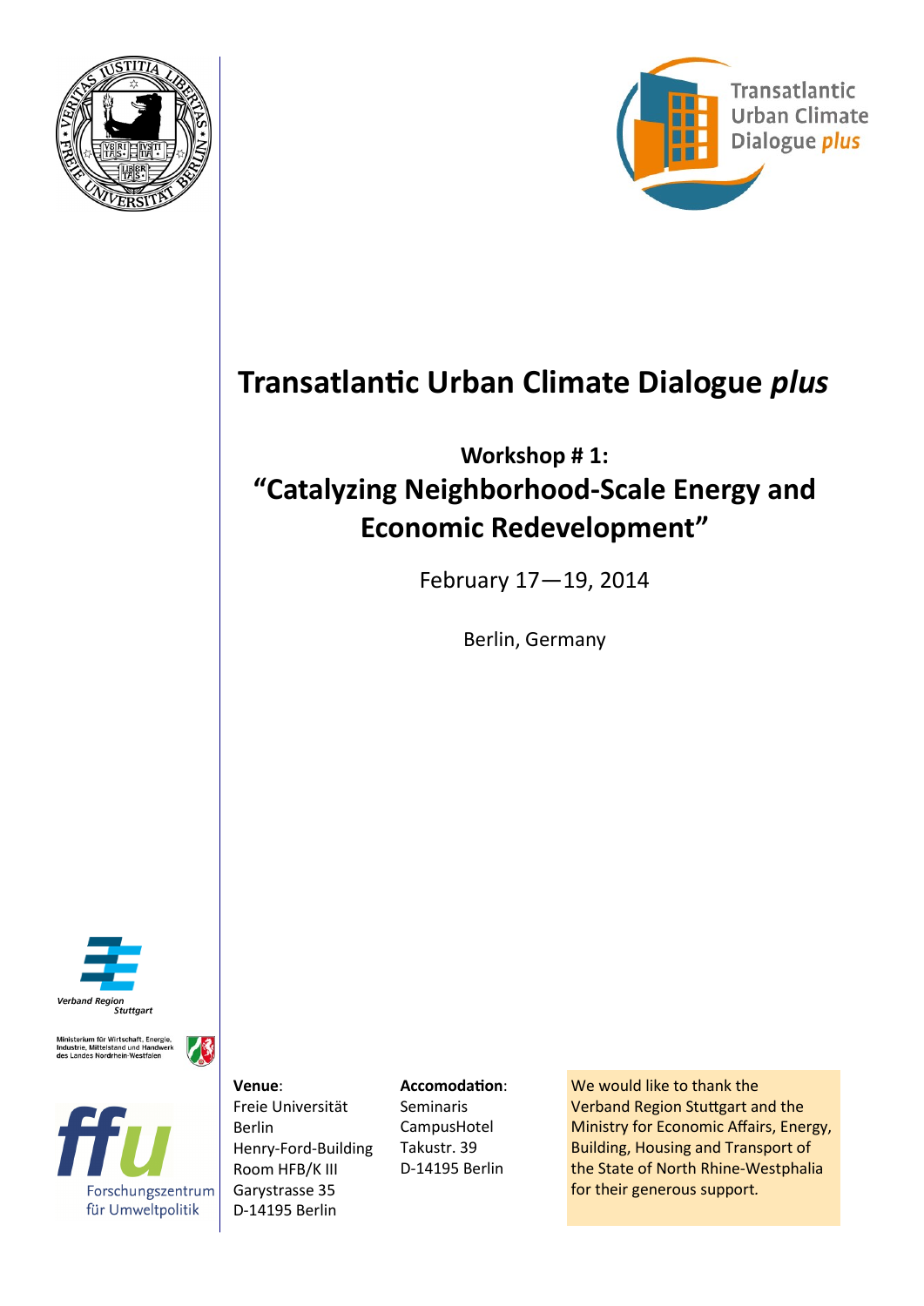# Transatlantic Urban Climate Dialogue *plus*

## Workshop # 1:

## "Catalyzing Neighborhood-Scale Energy and Economic Redevelopment"

February 17—19, 2014

Berlin, Germany

**Venue**:
Freie Universität Berlin
Henry-Ford-Building
Room HFB/K III
Garystrasse 35
D-14195 Berlin

**Accomodation**:
Seminaris CampusHotel
Takustr. 39
D-14195 Berlin

We would like to thank the Verband Region Stuttgart and the Ministry for Economic Affairs, Energy, Building, Housing and Transport of the State of North Rhine-Westphalia for their generous support.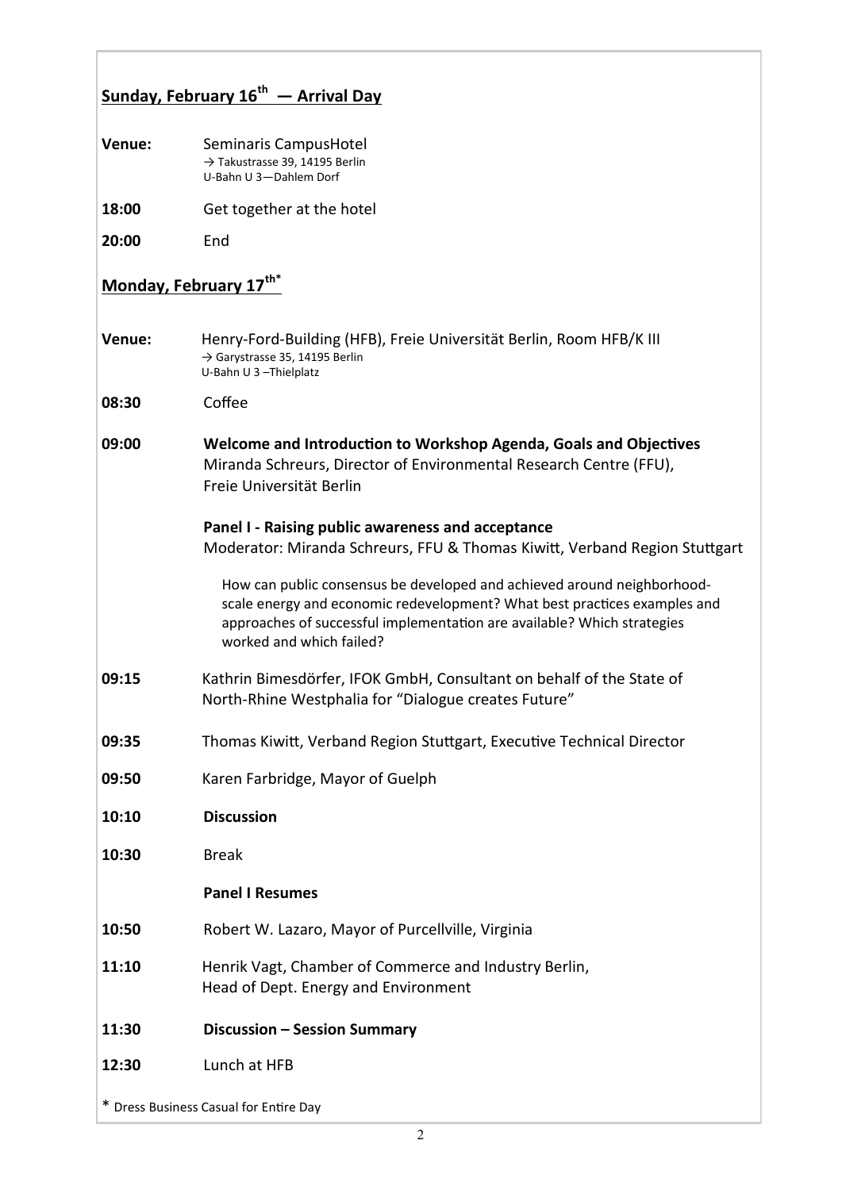## Sunday, February 16th — Arrival Day

**Venue:** Seminaris CampusHotel
→ Takustrasse 39, 14195 Berlin
U-Bahn U 3—Dahlem Dorf

**18:00** Get together at the hotel

**20:00** End

## Monday, February 17th*

**Venue:** Henry-Ford-Building (HFB), Freie Universität Berlin, Room HFB/K III
→ Garystrasse 35, 14195 Berlin
U-Bahn U 3 –Thielplatz

**08:30** Coffee

**09:00** **Welcome and Introduction to Workshop Agenda, Goals and Objectives**
Miranda Schreurs, Director of Environmental Research Centre (FFU), Freie Universität Berlin

**Panel I - Raising public awareness and acceptance**
Moderator: Miranda Schreurs, FFU & Thomas Kiwitt, Verband Region Stuttgart

How can public consensus be developed and achieved around neighborhood-scale energy and economic redevelopment? What best practices examples and approaches of successful implementation are available? Which strategies worked and which failed?

**09:15** Kathrin Bimesdörfer, IFOK GmbH, Consultant on behalf of the State of North-Rhine Westphalia for "Dialogue creates Future"

**09:35** Thomas Kiwitt, Verband Region Stuttgart, Executive Technical Director

**09:50** Karen Farbridge, Mayor of Guelph

**10:10** **Discussion**

**10:30** Break

**Panel I Resumes**

**10:50** Robert W. Lazaro, Mayor of Purcellville, Virginia

**11:10** Henrik Vagt, Chamber of Commerce and Industry Berlin, Head of Dept. Energy and Environment

**11:30** **Discussion – Session Summary**

**12:30** Lunch at HFB

* Dress Business Casual for Entire Day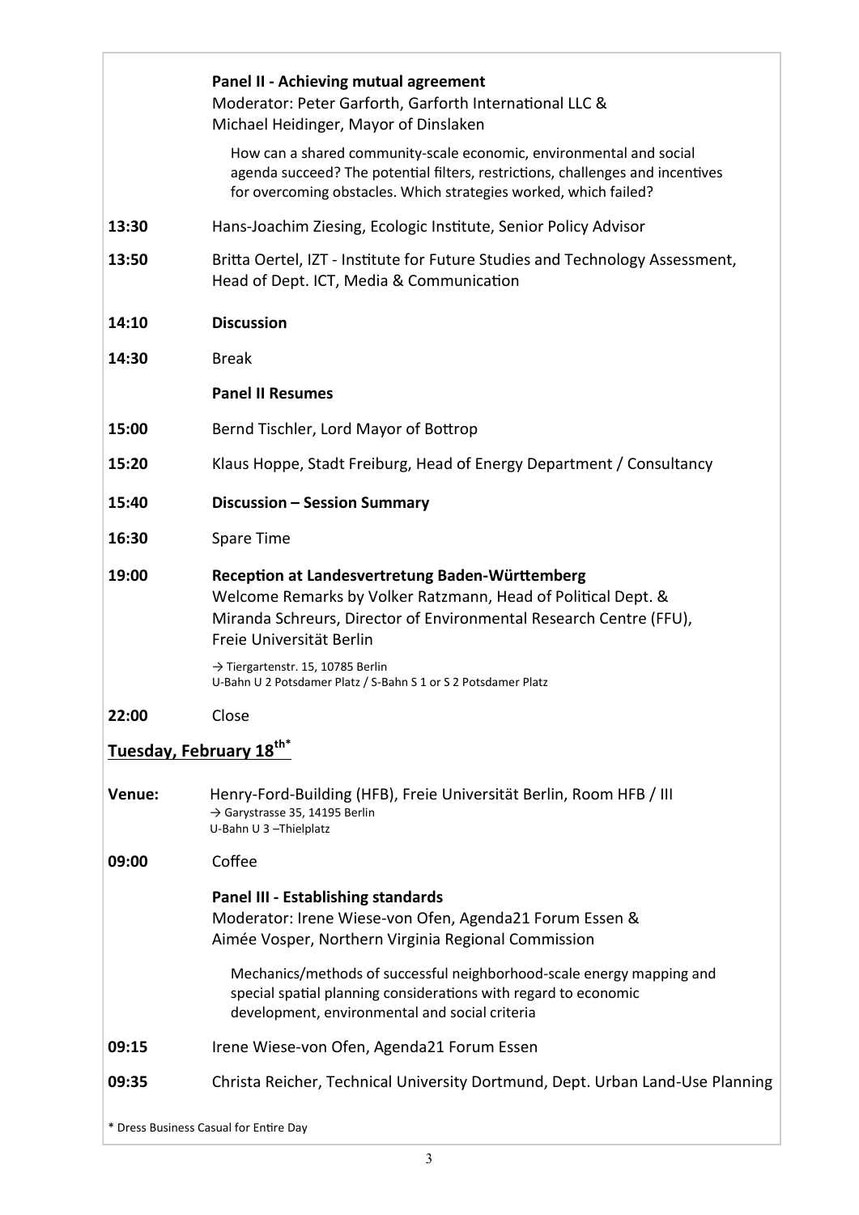**Panel II - Achieving mutual agreement**
Moderator: Peter Garforth, Garforth International LLC &
Michael Heidinger, Mayor of Dinslaken

How can a shared community-scale economic, environmental and social agenda succeed? The potential filters, restrictions, challenges and incentives for overcoming obstacles. Which strategies worked, which failed?

**13:30** Hans-Joachim Ziesing, Ecologic Institute, Senior Policy Advisor

**13:50** Britta Oertel, IZT - Institute for Future Studies and Technology Assessment, Head of Dept. ICT, Media & Communication

**14:10** **Discussion**

**14:30** Break

**Panel II Resumes**

**15:00** Bernd Tischler, Lord Mayor of Bottrop

**15:20** Klaus Hoppe, Stadt Freiburg, Head of Energy Department / Consultancy

**15:40** **Discussion – Session Summary**

**16:30** Spare Time

**19:00** **Reception at Landesvertretung Baden-Württemberg**
Welcome Remarks by Volker Ratzmann, Head of Political Dept. &
Miranda Schreurs, Director of Environmental Research Centre (FFU), Freie Universität Berlin

→ Tiergartenstr. 15, 10785 Berlin
U-Bahn U 2 Potsdamer Platz / S-Bahn S 1 or S 2 Potsdamer Platz

**22:00** Close

## Tuesday, February 18th*

**Venue:** Henry-Ford-Building (HFB), Freie Universität Berlin, Room HFB / III
→ Garystrasse 35, 14195 Berlin
U-Bahn U 3 –Thielplatz

**09:00** Coffee

**Panel III - Establishing standards**
Moderator: Irene Wiese-von Ofen, Agenda21 Forum Essen &
Aimée Vosper, Northern Virginia Regional Commission

Mechanics/methods of successful neighborhood-scale energy mapping and special spatial planning considerations with regard to economic development, environmental and social criteria

**09:15** Irene Wiese-von Ofen, Agenda21 Forum Essen

**09:35** Christa Reicher, Technical University Dortmund, Dept. Urban Land-Use Planning

* Dress Business Casual for Entire Day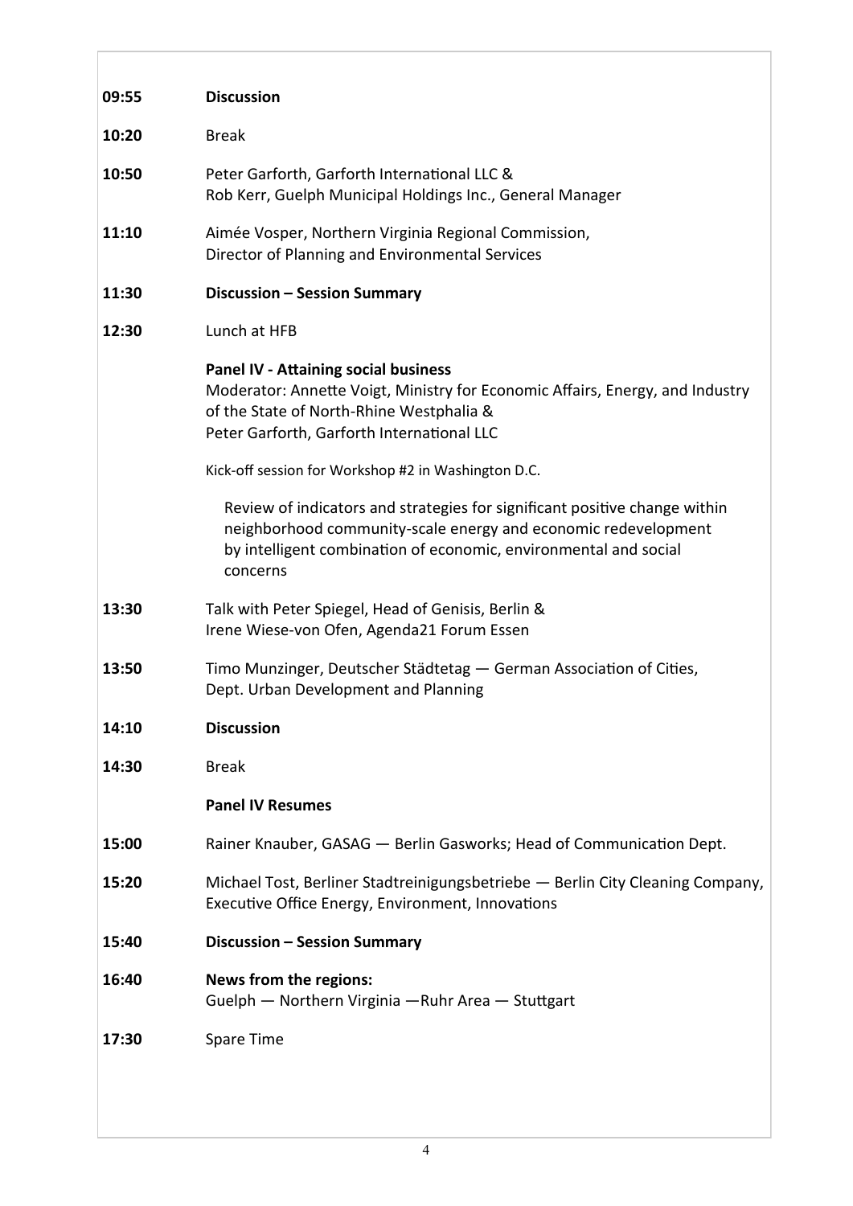**09:55** **Discussion**

**10:20** Break

**10:50** Peter Garforth, Garforth International LLC &
Rob Kerr, Guelph Municipal Holdings Inc., General Manager

**11:10** Aimée Vosper, Northern Virginia Regional Commission,
Director of Planning and Environmental Services

**11:30** **Discussion – Session Summary**

**12:30** Lunch at HFB

**Panel IV - Attaining social business**
Moderator: Annette Voigt, Ministry for Economic Affairs, Energy, and Industry of the State of North-Rhine Westphalia &
Peter Garforth, Garforth International LLC

Kick-off session for Workshop #2 in Washington D.C.

Review of indicators and strategies for significant positive change within neighborhood community-scale energy and economic redevelopment by intelligent combination of economic, environmental and social concerns

**13:30** Talk with Peter Spiegel, Head of Genisis, Berlin &
Irene Wiese-von Ofen, Agenda21 Forum Essen

**13:50** Timo Munzinger, Deutscher Städtetag — German Association of Cities,
Dept. Urban Development and Planning

**14:10** **Discussion**

**14:30** Break

**Panel IV Resumes**

**15:00** Rainer Knauber, GASAG — Berlin Gasworks; Head of Communication Dept.

**15:20** Michael Tost, Berliner Stadtreinigungsbetriebe — Berlin City Cleaning Company,
Executive Office Energy, Environment, Innovations

**15:40** **Discussion – Session Summary**

**16:40** **News from the regions:**
Guelph — Northern Virginia —Ruhr Area — Stuttgart

**17:30** Spare Time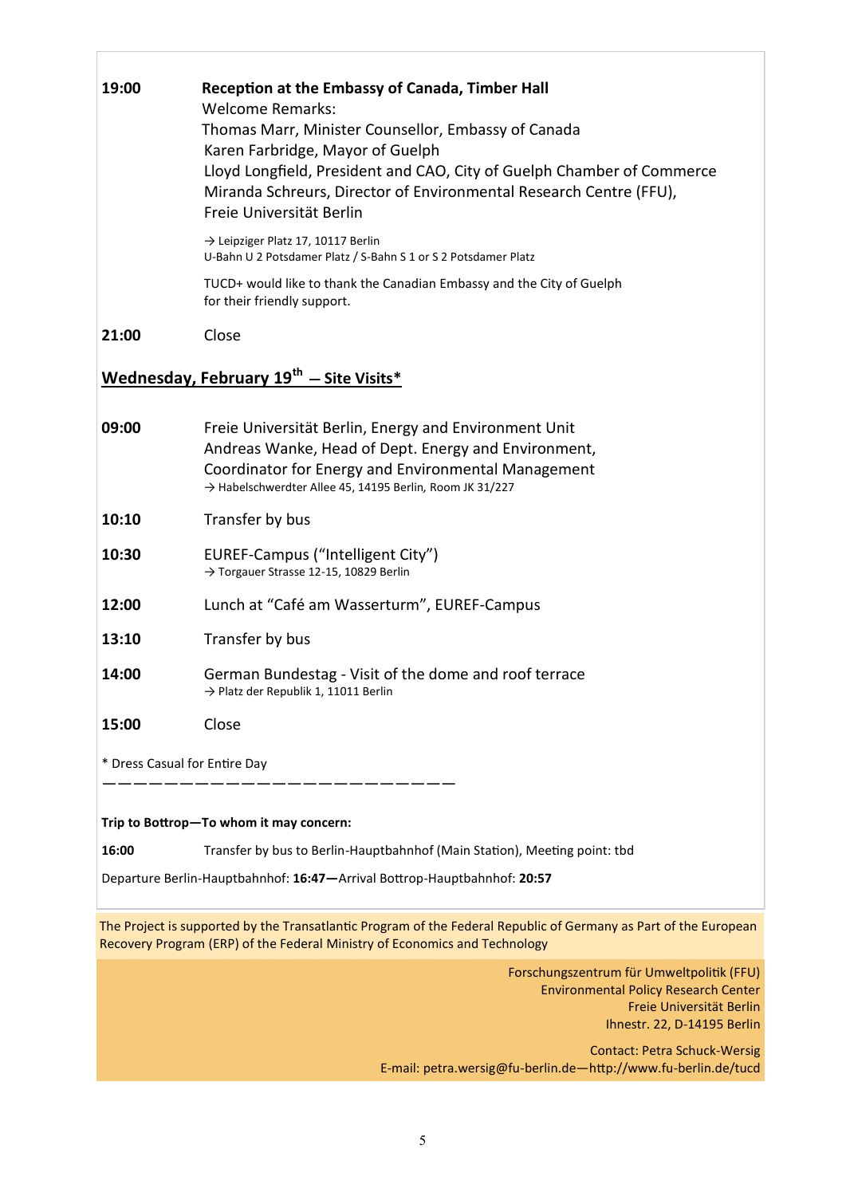**19:00** **Reception at the Embassy of Canada, Timber Hall**
Welcome Remarks:
Thomas Marr, Minister Counsellor, Embassy of Canada
Karen Farbridge, Mayor of Guelph
Lloyd Longfield, President and CAO, City of Guelph Chamber of Commerce
Miranda Schreurs, Director of Environmental Research Centre (FFU), Freie Universität Berlin

→ Leipziger Platz 17, 10117 Berlin
U-Bahn U 2 Potsdamer Platz / S-Bahn S 1 or S 2 Potsdamer Platz

TUCD+ would like to thank the Canadian Embassy and the City of Guelph for their friendly support.

**21:00** Close

## Wednesday, February 19th — Site Visits*

**09:00** Freie Universität Berlin, Energy and Environment Unit
Andreas Wanke, Head of Dept. Energy and Environment, Coordinator for Energy and Environmental Management
→ Habelschwerdter Allee 45, 14195 Berlin, Room JK 31/227

**10:10** Transfer by bus

**10:30** EUREF-Campus ("Intelligent City")
→ Torgauer Strasse 12-15, 10829 Berlin

**12:00** Lunch at "Café am Wasserturm", EUREF-Campus

**13:10** Transfer by bus

**14:00** German Bundestag - Visit of the dome and roof terrace
→ Platz der Republik 1, 11011 Berlin

**15:00** Close

* Dress Casual for Entire Day

———————————————————————

**Trip to Bottrop—To whom it may concern:**

**16:00** Transfer by bus to Berlin-Hauptbahnhof (Main Station), Meeting point: tbd

Departure Berlin-Hauptbahnhof: **16:47—**Arrival Bottrop-Hauptbahnhof: **20:57**

The Project is supported by the Transatlantic Program of the Federal Republic of Germany as Part of the European Recovery Program (ERP) of the Federal Ministry of Economics and Technology

Forschungszentrum für Umweltpolitik (FFU)
Environmental Policy Research Center
Freie Universität Berlin
Ihnestr. 22, D-14195 Berlin

Contact: Petra Schuck-Wersig
E-mail: petra.wersig@fu-berlin.de—http://www.fu-berlin.de/tucd